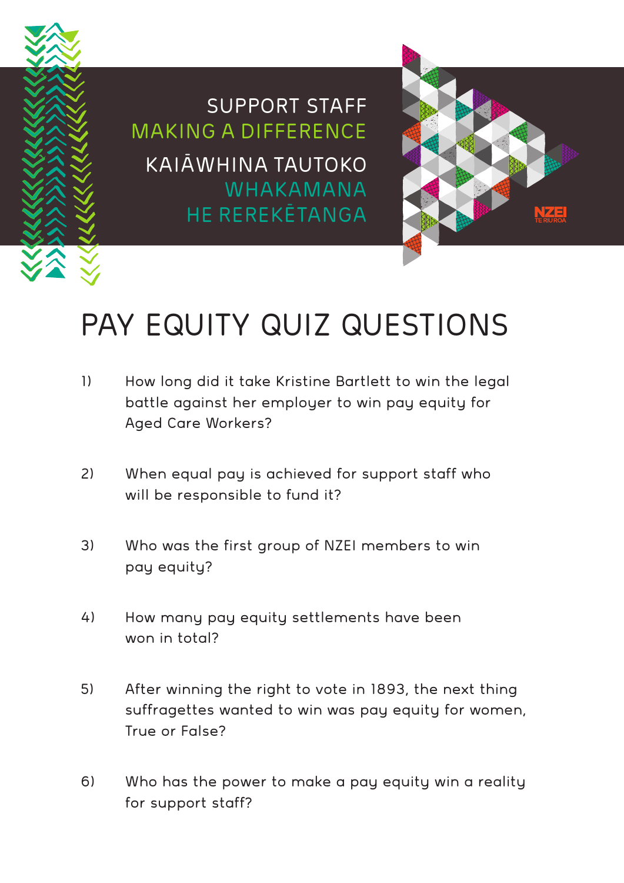SUPPORT STAFF
MAKING A DIFFERENCE

KAIĀWHINA TAUTOKO
WHAKAMANA
HE REREKĒTANGA

NZEI
TE RIU ROA

# PAY EQUITY QUIZ QUESTIONS

1) How long did it take Kristine Bartlett to win the legal battle against her employer to win pay equity for Aged Care Workers?

2) When equal pay is achieved for support staff who will be responsible to fund it?

3) Who was the first group of NZEI members to win pay equity?

4) How many pay equity settlements have been won in total?

5) After winning the right to vote in 1893, the next thing suffragettes wanted to win was pay equity for women, True or False?

6) Who has the power to make a pay equity win a reality for support staff?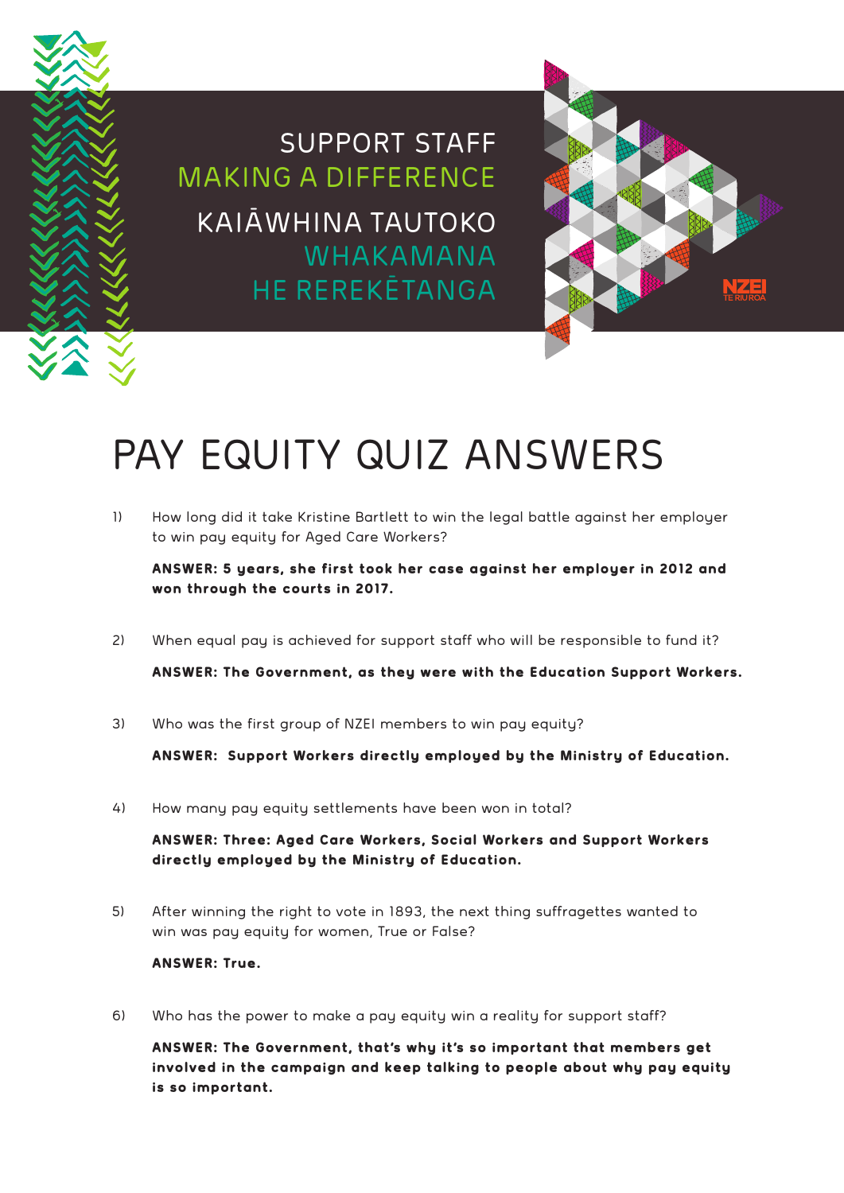SUPPORT STAFF
MAKING A DIFFERENCE

KAIĀWHINA TAUTOKO
WHAKAMANA
HE REREKĒTANGA

NZEI
TE RIU ROA

# PAY EQUITY QUIZ ANSWERS

1) How long did it take Kristine Bartlett to win the legal battle against her employer to win pay equity for Aged Care Workers?

   **ANSWER: 5 years, she first took her case against her employer in 2012 and won through the courts in 2017.**

2) When equal pay is achieved for support staff who will be responsible to fund it?

   **ANSWER: The Government, as they were with the Education Support Workers.**

3) Who was the first group of NZEI members to win pay equity?

   **ANSWER: Support Workers directly employed by the Ministry of Education.**

4) How many pay equity settlements have been won in total?

   **ANSWER: Three: Aged Care Workers, Social Workers and Support Workers directly employed by the Ministry of Education.**

5) After winning the right to vote in 1893, the next thing suffragettes wanted to win was pay equity for women, True or False?

   **ANSWER: True.**

6) Who has the power to make a pay equity win a reality for support staff?

   **ANSWER: The Government, that's why it's so important that members get involved in the campaign and keep talking to people about why pay equity is so important.**